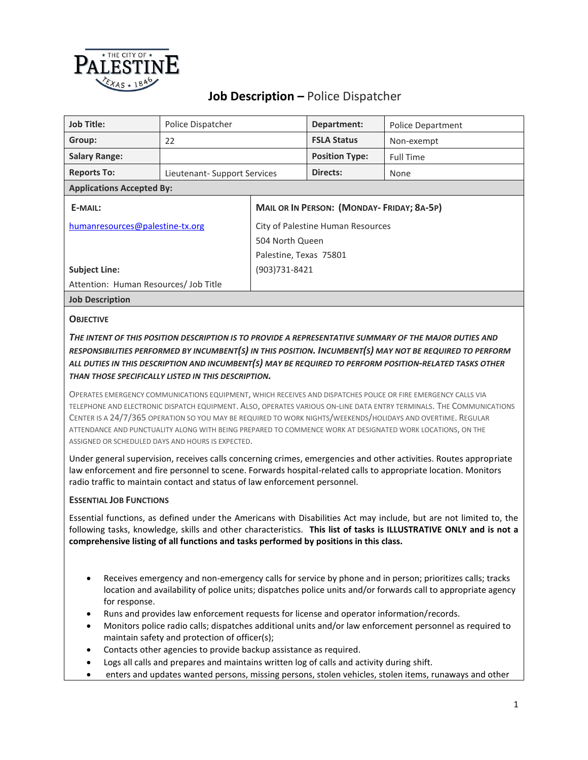THE CITY OF PALESTINE TEXAS 1846

# Job Description – Police Dispatcher

| Job Title: | Police Dispatcher | Department: | Police Department |
|---|---|---|---|
| Group: | 22 | FSLA Status | Non-exempt |
| Salary Range: | | Position Type: | Full Time |
| Reports To: | Lieutenant- Support Services | Directs: | None |

**Applications Accepted By:**

| E-MAIL: | MAIL OR IN PERSON: (MONDAY- FRIDAY; 8A-5P) |
|---|---|
| humanresources@palestine-tx.org | City of Palestine Human Resources<br>504 North Queen<br>Palestine, Texas 75801<br>(903)731-8421 |
| **Subject Line:**<br>Attention: Human Resources/ Job Title | |

**Job Description**

## OBJECTIVE

***THE INTENT OF THIS POSITION DESCRIPTION IS TO PROVIDE A REPRESENTATIVE SUMMARY OF THE MAJOR DUTIES AND RESPONSIBILITIES PERFORMED BY INCUMBENT(S) IN THIS POSITION. INCUMBENT(S) MAY NOT BE REQUIRED TO PERFORM ALL DUTIES IN THIS DESCRIPTION AND INCUMBENT(S) MAY BE REQUIRED TO PERFORM POSITION-RELATED TASKS OTHER THAN THOSE SPECIFICALLY LISTED IN THIS DESCRIPTION.***

OPERATES EMERGENCY COMMUNICATIONS EQUIPMENT, WHICH RECEIVES AND DISPATCHES POLICE OR FIRE EMERGENCY CALLS VIA TELEPHONE AND ELECTRONIC DISPATCH EQUIPMENT. ALSO, OPERATES VARIOUS ON-LINE DATA ENTRY TERMINALS. THE COMMUNICATIONS CENTER IS A 24/7/365 OPERATION SO YOU MAY BE REQUIRED TO WORK NIGHTS/WEEKENDS/HOLIDAYS AND OVERTIME. REGULAR ATTENDANCE AND PUNCTUALITY ALONG WITH BEING PREPARED TO COMMENCE WORK AT DESIGNATED WORK LOCATIONS, ON THE ASSIGNED OR SCHEDULED DAYS AND HOURS IS EXPECTED.

Under general supervision, receives calls concerning crimes, emergencies and other activities. Routes appropriate law enforcement and fire personnel to scene. Forwards hospital-related calls to appropriate location. Monitors radio traffic to maintain contact and status of law enforcement personnel.

## ESSENTIAL JOB FUNCTIONS

Essential functions, as defined under the Americans with Disabilities Act may include, but are not limited to, the following tasks, knowledge, skills and other characteristics. **This list of tasks is ILLUSTRATIVE ONLY and is not a comprehensive listing of all functions and tasks performed by positions in this class.**

- Receives emergency and non-emergency calls for service by phone and in person; prioritizes calls; tracks location and availability of police units; dispatches police units and/or forwards call to appropriate agency for response.
- Runs and provides law enforcement requests for license and operator information/records.
- Monitors police radio calls; dispatches additional units and/or law enforcement personnel as required to maintain safety and protection of officer(s);
- Contacts other agencies to provide backup assistance as required.
- Logs all calls and prepares and maintains written log of calls and activity during shift.
- enters and updates wanted persons, missing persons, stolen vehicles, stolen items, runaways and other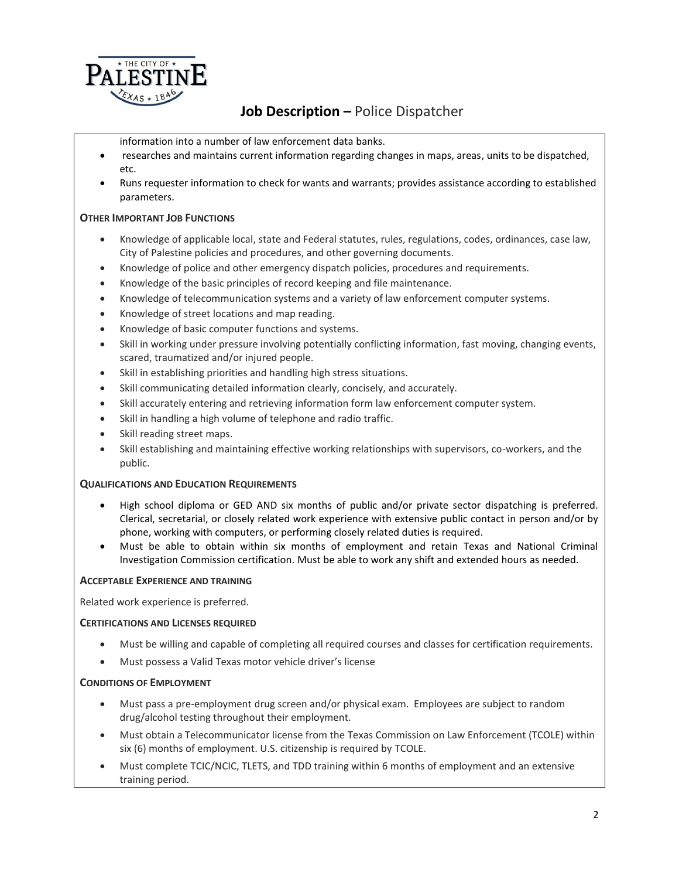information into a number of law enforcement data banks.
- researches and maintains current information regarding changes in maps, areas, units to be dispatched, etc.
- Runs requester information to check for wants and warrants; provides assistance according to established parameters.

**OTHER IMPORTANT JOB FUNCTIONS**

- Knowledge of applicable local, state and Federal statutes, rules, regulations, codes, ordinances, case law, City of Palestine policies and procedures, and other governing documents.
- Knowledge of police and other emergency dispatch policies, procedures and requirements.
- Knowledge of the basic principles of record keeping and file maintenance.
- Knowledge of telecommunication systems and a variety of law enforcement computer systems.
- Knowledge of street locations and map reading.
- Knowledge of basic computer functions and systems.
- Skill in working under pressure involving potentially conflicting information, fast moving, changing events, scared, traumatized and/or injured people.
- Skill in establishing priorities and handling high stress situations.
- Skill communicating detailed information clearly, concisely, and accurately.
- Skill accurately entering and retrieving information form law enforcement computer system.
- Skill in handling a high volume of telephone and radio traffic.
- Skill reading street maps.
- Skill establishing and maintaining effective working relationships with supervisors, co-workers, and the public.

**QUALIFICATIONS AND EDUCATION REQUIREMENTS**

- High school diploma or GED AND six months of public and/or private sector dispatching is preferred. Clerical, secretarial, or closely related work experience with extensive public contact in person and/or by phone, working with computers, or performing closely related duties is required.
- Must be able to obtain within six months of employment and retain Texas and National Criminal Investigation Commission certification. Must be able to work any shift and extended hours as needed.

**ACCEPTABLE EXPERIENCE AND TRAINING**

Related work experience is preferred.

**CERTIFICATIONS AND LICENSES REQUIRED**

- Must be willing and capable of completing all required courses and classes for certification requirements.
- Must possess a Valid Texas motor vehicle driver's license

**CONDITIONS OF EMPLOYMENT**

- Must pass a pre-employment drug screen and/or physical exam. Employees are subject to random drug/alcohol testing throughout their employment.
- Must obtain a Telecommunicator license from the Texas Commission on Law Enforcement (TCOLE) within six (6) months of employment. U.S. citizenship is required by TCOLE.
- Must complete TCIC/NCIC, TLETS, and TDD training within 6 months of employment and an extensive training period.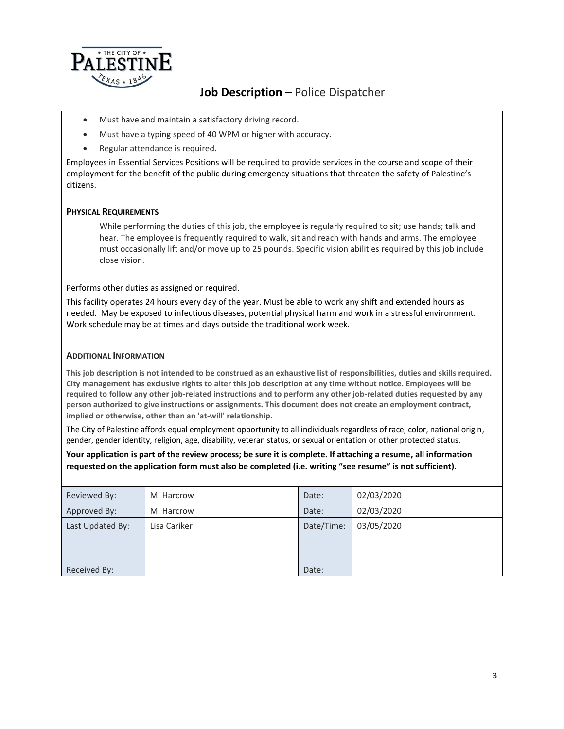- Must have and maintain a satisfactory driving record.
- Must have a typing speed of 40 WPM or higher with accuracy.
- Regular attendance is required.

Employees in Essential Services Positions will be required to provide services in the course and scope of their employment for the benefit of the public during emergency situations that threaten the safety of Palestine's citizens.

### Physical Requirements

While performing the duties of this job, the employee is regularly required to sit; use hands; talk and hear. The employee is frequently required to walk, sit and reach with hands and arms. The employee must occasionally lift and/or move up to 25 pounds. Specific vision abilities required by this job include close vision.

Performs other duties as assigned or required.

This facility operates 24 hours every day of the year. Must be able to work any shift and extended hours as needed. May be exposed to infectious diseases, potential physical harm and work in a stressful environment. Work schedule may be at times and days outside the traditional work week.

### Additional Information

**This job description is not intended to be construed as an exhaustive list of responsibilities, duties and skills required. City management has exclusive rights to alter this job description at any time without notice. Employees will be required to follow any other job-related instructions and to perform any other job-related duties requested by any person authorized to give instructions or assignments. This document does not create an employment contract, implied or otherwise, other than an 'at-will' relationship.**

The City of Palestine affords equal employment opportunity to all individuals regardless of race, color, national origin, gender, gender identity, religion, age, disability, veteran status, or sexual orientation or other protected status.

**Your application is part of the review process; be sure it is complete. If attaching a resume, all information requested on the application form must also be completed (i.e. writing "see resume" is not sufficient).**

| | | | |
|---|---|---|---|
| Reviewed By: | M. Harcrow | Date: | 02/03/2020 |
| Approved By: | M. Harcrow | Date: | 02/03/2020 |
| Last Updated By: | Lisa Cariker | Date/Time: | 03/05/2020 |
| Received By: | | Date: | |